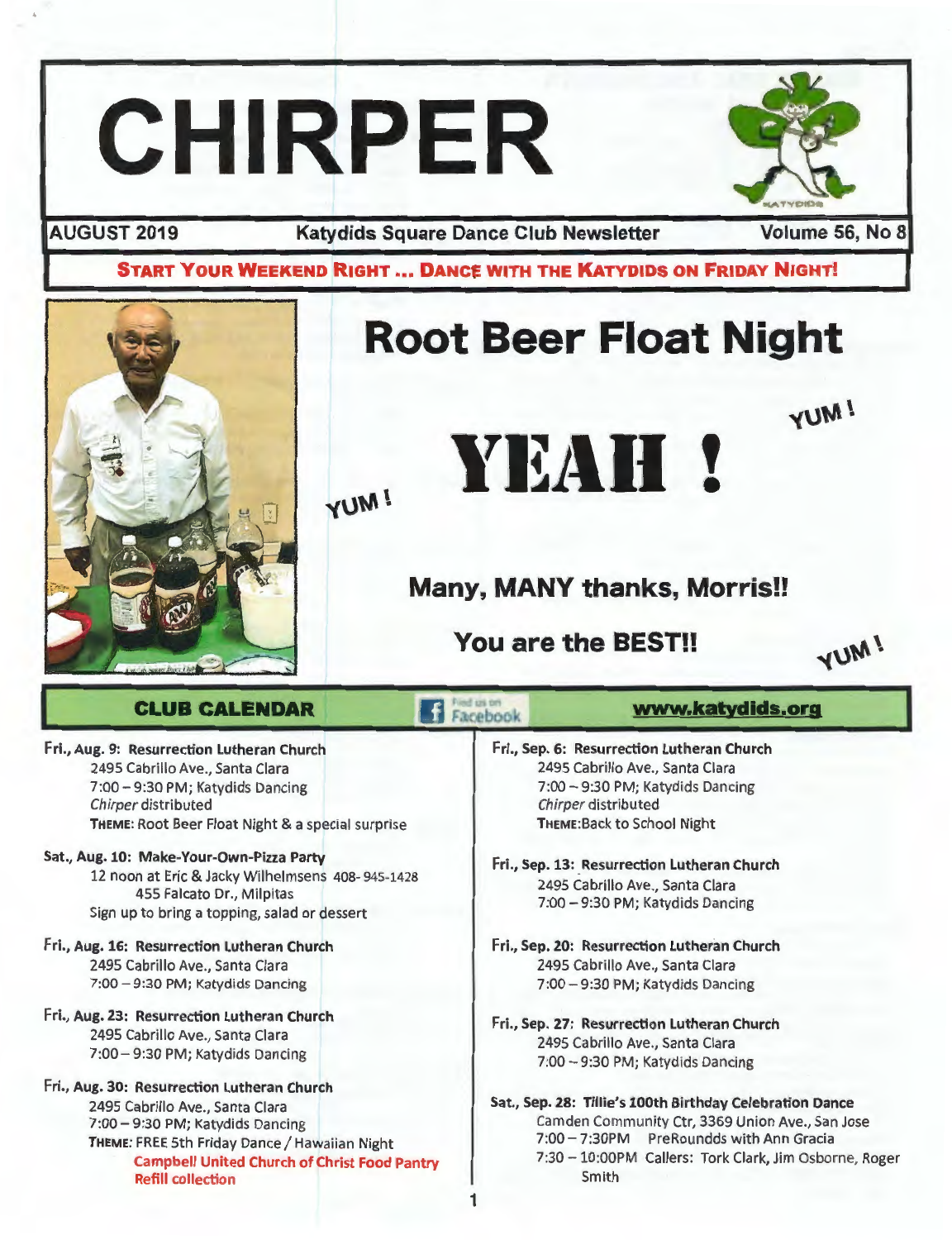# CHIRPER

**AUGUST 2019** | **Katydids Square Dance Club Newsletter** | **Volume 56, No 8**

**START YOUR WEEKEND RIGHT ... DANCE WITH THE KATYDIDS ON FRIDAY NIGHT!**

# Root Beer Float Night

# YEAH !

YUM! YUM! YUM!

## Many, MANY thanks, Morris!!

## You are the BEST!!

## CLUB CALENDAR

Find us on Facebook

**www.katydids.org**

**Fri., Aug. 9: Resurrection Lutheran Church**
2495 Cabrillo Ave., Santa Clara
7:00 – 9:30 PM; Katydids Dancing
*Chirper* distributed
**THEME:** Root Beer Float Night & a special surprise

**Sat., Aug. 10: Make-Your-Own-Pizza Party**
12 noon at Eric & Jacky Wilhelmsens 408-945-1428
455 Falcato Dr., Milpitas
Sign up to bring a topping, salad or dessert

**Fri., Aug. 16: Resurrection Lutheran Church**
2495 Cabrillo Ave., Santa Clara
7:00 – 9:30 PM; Katydids Dancing

**Fri., Aug. 23: Resurrection Lutheran Church**
2495 Cabrillo Ave., Santa Clara
7:00 – 9:30 PM; Katydids Dancing

**Fri., Aug. 30: Resurrection Lutheran Church**
2495 Cabrillo Ave., Santa Clara
7:00 – 9:30 PM; Katydids Dancing
**THEME:** FREE 5th Friday Dance / Hawaiian Night
**Campbell United Church of Christ Food Pantry Refill collection**

**Fri., Sep. 6: Resurrection Lutheran Church**
2495 Cabrillo Ave., Santa Clara
7:00 – 9:30 PM; Katydids Dancing
*Chirper* distributed
**THEME:**Back to School Night

**Fri., Sep. 13: Resurrection Lutheran Church**
2495 Cabrillo Ave., Santa Clara
7:00 – 9:30 PM; Katydids Dancing

**Fri., Sep. 20: Resurrection Lutheran Church**
2495 Cabrillo Ave., Santa Clara
7:00 – 9:30 PM; Katydids Dancing

**Fri., Sep. 27: Resurrection Lutheran Church**
2495 Cabrillo Ave., Santa Clara
7:00 – 9:30 PM; Katydids Dancing

**Sat., Sep. 28: Tillie's 100th Birthday Celebration Dance**
Camden Community Ctr, 3369 Union Ave., San Jose
7:00 – 7:30PM PreRoundds with Ann Gracia
7:30 – 10:00PM Callers: Tork Clark, Jim Osborne, Roger Smith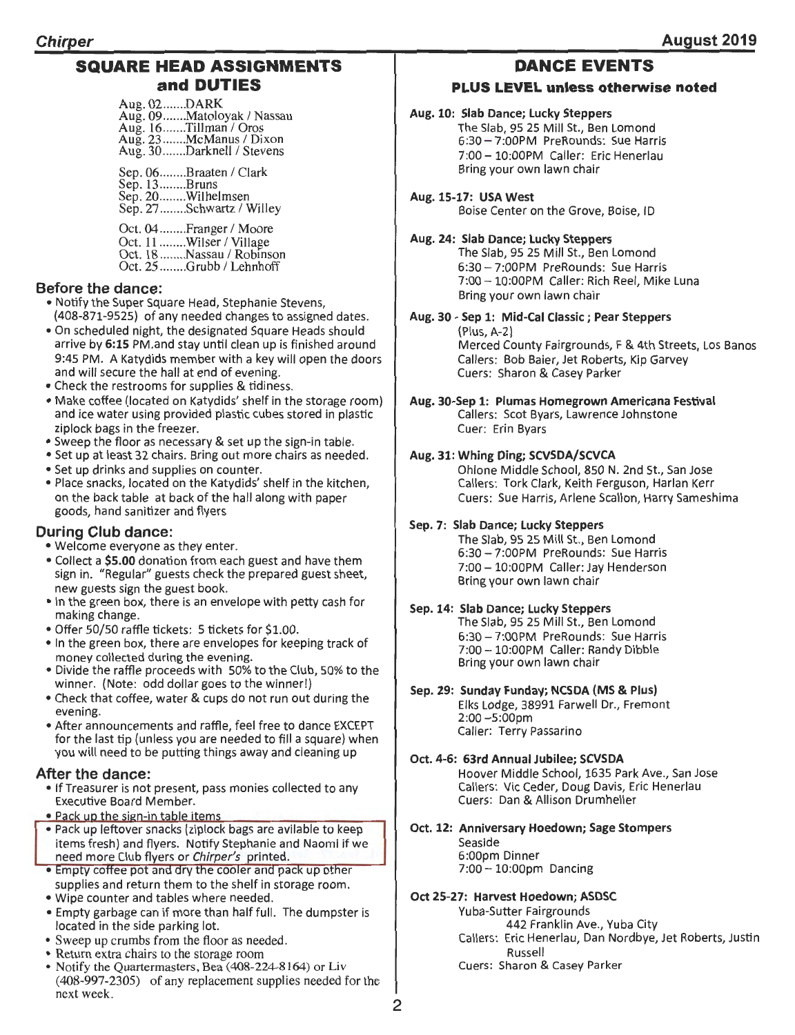## SQUARE HEAD ASSIGNMENTS and DUTIES

Aug. 02.......DARK
Aug. 09.......Matoloyak / Nassau
Aug. 16.......Tillman / Oros
Aug. 23.......McManus / Dixon
Aug. 30.......Darknell / Stevens

Sep. 06........Braaten / Clark
Sep. 13........Bruns
Sep. 20........Wilhelmsen
Sep. 27........Schwartz / Willey

Oct. 04........Franger / Moore
Oct. 11........Wilser / Village
Oct. 18........Nassau / Robinson
Oct. 25........Grubb / Lehnhoff

### Before the dance:

- Notify the Super Square Head, Stephanie Stevens, (408-871-9525) of any needed changes to assigned dates.
- On scheduled night, the designated Square Heads should arrive by **6:15** PM.and stay until clean up is finished around 9:45 PM. A Katydids member with a key will open the doors and will secure the hall at end of evening.
- Check the restrooms for supplies & tidiness.
- Make coffee (located on Katydids' shelf in the storage room) and ice water using provided plastic cubes stored in plastic ziplock bags in the freezer.
- Sweep the floor as necessary & set up the sign-in table.
- Set up at least 32 chairs. Bring out more chairs as needed.
- Set up drinks and supplies on counter.
- Place snacks, located on the Katydids' shelf in the kitchen, on the back table at back of the hall along with paper goods, hand sanitizer and flyers

### During Club dance:

- Welcome everyone as they enter.
- Collect a **$5.00** donation from each guest and have them sign in. "Regular" guests check the prepared guest sheet, new guests sign the guest book.
- In the green box, there is an envelope with petty cash for making change.
- Offer 50/50 raffle tickets: 5 tickets for $1.00.
- In the green box, there are envelopes for keeping track of money collected during the evening.
- Divide the raffle proceeds with 50% to the Club, 50% to the winner. (Note: odd dollar goes to the winner!)
- Check that coffee, water & cups do not run out during the evening.
- After announcements and raffle, feel free to dance EXCEPT for the last tip (unless you are needed to fill a square) when you will need to be putting things away and cleaning up

### After the dance:

- If Treasurer is not present, pass monies collected to any Executive Board Member.
- Pack up the sign-in table items
- Pack up leftover snacks (ziplock bags are avilable to keep items fresh) and flyers. Notify Stephanie and Naomi if we need more Club flyers or *Chirper's* printed.
- Empty coffee pot and dry the cooler and pack up other supplies and return them to the shelf in storage room.
- Wipe counter and tables where needed.
- Empty garbage can if more than half full. The dumpster is located in the side parking lot.
- Sweep up crumbs from the floor as needed.
- Return extra chairs to the storage room
- Notify the Quartermasters, Bea (408-224-8164) or Liv (408-997-2305) of any replacement supplies needed for the next week.

## DANCE EVENTS

### PLUS LEVEL unless otherwise noted

**Aug. 10: Slab Dance; Lucky Steppers**
The Slab, 95 25 Mill St., Ben Lomond
6:30 – 7:00PM PreRounds: Sue Harris
7:00 – 10:00PM Caller: Eric Henerlau
Bring your own lawn chair

**Aug. 15-17: USA West**
Boise Center on the Grove, Boise, ID

**Aug. 24: Slab Dance; Lucky Steppers**
The Slab, 95 25 Mill St., Ben Lomond
6:30 – 7:00PM PreRounds: Sue Harris
7:00 – 10:00PM Caller: Rich Reel, Mike Luna
Bring your own lawn chair

**Aug. 30 - Sep 1: Mid-Cal Classic ; Pear Steppers**
(Plus, A-2)
Merced County Fairgrounds, F & 4th Streets, Los Banos
Callers: Bob Baier, Jet Roberts, Kip Garvey
Cuers: Sharon & Casey Parker

**Aug. 30-Sep 1: Plumas Homegrown Americana Festival**
Callers: Scot Byars, Lawrence Johnstone
Cuer: Erin Byars

**Aug. 31: Whing Ding; SCVSDA/SCVCA**
Ohlone Middle School, 850 N. 2nd St., San Jose
Callers: Tork Clark, Keith Ferguson, Harlan Kerr
Cuers: Sue Harris, Arlene Scallon, Harry Sameshima

**Sep. 7: Slab Dance; Lucky Steppers**
The Slab, 95 25 Mill St., Ben Lomond
6:30 – 7:00PM PreRounds: Sue Harris
7:00 – 10:00PM Caller: Jay Henderson
Bring your own lawn chair

**Sep. 14: Slab Dance; Lucky Steppers**
The Slab, 95 25 Mill St., Ben Lomond
6:30 – 7:00PM PreRounds: Sue Harris
7:00 – 10:00PM Caller: Randy Dibble
Bring your own lawn chair

**Sep. 29: Sunday Funday; NCSDA (MS & Plus)**
Elks Lodge, 38991 Farwell Dr., Fremont
2:00 –5:00pm
Caller: Terry Passarino

**Oct. 4-6: 63rd Annual Jubilee; SCVSDA**
Hoover Middle School, 1635 Park Ave., San Jose
Callers: Vic Ceder, Doug Davis, Eric Henerlau
Cuers: Dan & Allison Drumheller

**Oct. 12: Anniversary Hoedown; Sage Stompers**
Seaside
6:00pm Dinner
7:00 – 10:00pm Dancing

**Oct 25-27: Harvest Hoedown; ASDSC**
Yuba-Sutter Fairgrounds
442 Franklin Ave., Yuba City
Callers: Eric Henerlau, Dan Nordbye, Jet Roberts, Justin Russell
Cuers: Sharon & Casey Parker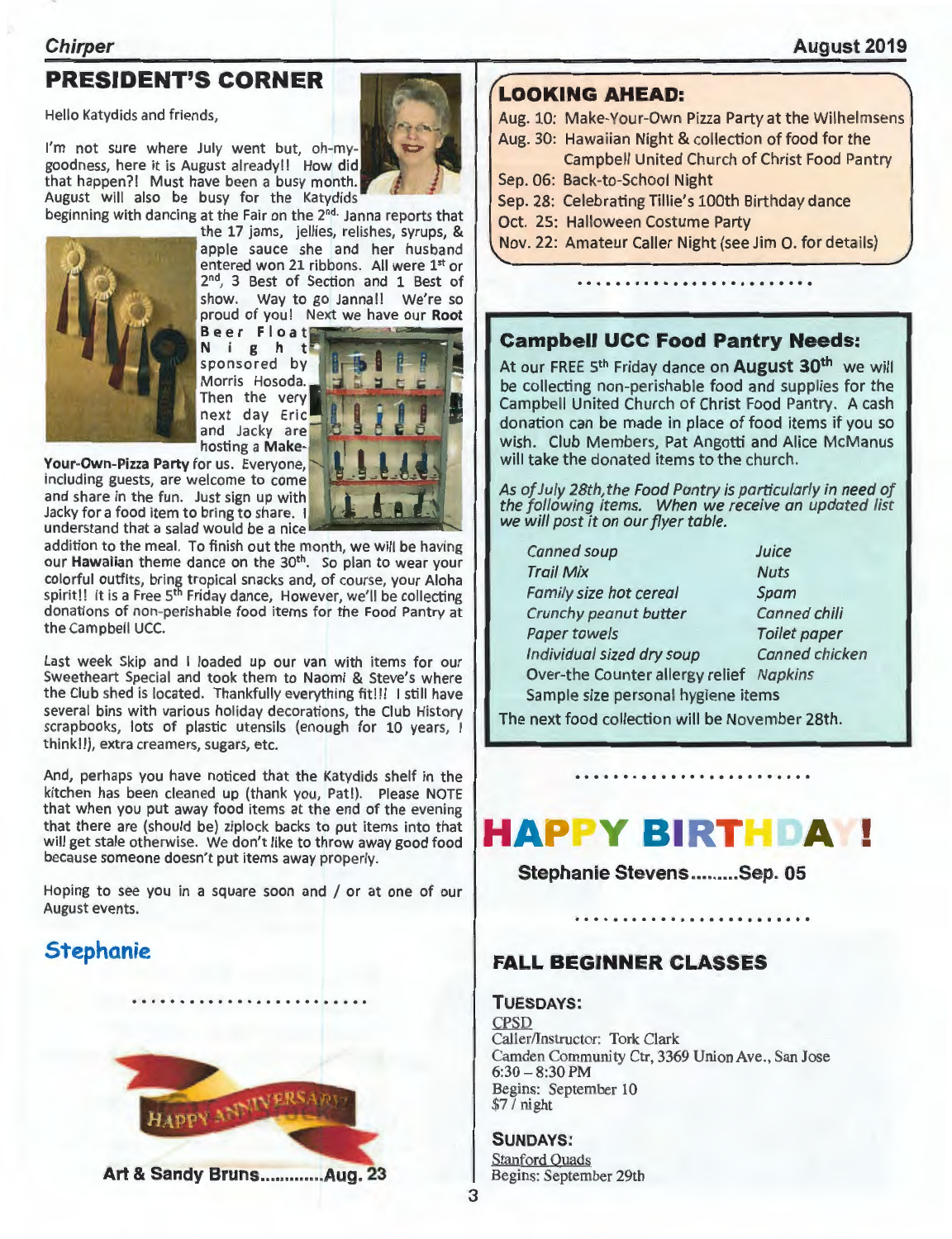## PRESIDENT'S CORNER

Hello Katydids and friends,

I'm not sure where July went but, oh-my-goodness, here it is August already!! How did that happen?! Must have been a busy month. August will also be busy for the Katydids beginning with dancing at the Fair on the 2nd. Janna reports that the 17 jams, jellies, relishes, syrups, & apple sauce she and her husband entered won 21 ribbons. All were 1st or 2nd, 3 Best of Section and 1 Best of show. Way to go Janna!! We're so proud of you! Next we have our **Root Beer Float Night** sponsored by Morris Hosoda. Then the very next day Eric and Jacky are hosting a **Make-Your-Own-Pizza Party** for us. Everyone, including guests, are welcome to come and share in the fun. Just sign up with Jacky for a food item to bring to share. I understand that a salad would be a nice addition to the meal. To finish out the month, we will be having our **Hawaiian** theme dance on the 30th. So plan to wear your colorful outfits, bring tropical snacks and, of course, your Aloha spirit!! It is a Free 5th Friday dance, However, we'll be collecting donations of non-perishable food items for the Food Pantry at the Campbell UCC.

Last week Skip and I loaded up our van with items for our Sweetheart Special and took them to Naomi & Steve's where the Club shed is located. Thankfully everything fit!!! I still have several bins with various holiday decorations, the Club History scrapbooks, lots of plastic utensils (enough for 10 years, I think!!), extra creamers, sugars, etc.

And, perhaps you have noticed that the Katydids shelf in the kitchen has been cleaned up (thank you, Pat!). Please NOTE that when you put away food items at the end of the evening that there are (should be) ziplock backs to put items into that will get stale otherwise. We don't like to throw away good food because someone doesn't put items away properly.

Hoping to see you in a square soon and / or at one of our August events.

**Stephanie**

HAPPY ANNIVERSARY

**Art & Sandy Bruns.............Aug. 23**

## LOOKING AHEAD:

Aug. 10: Make-Your-Own Pizza Party at the Wilhelmsens
Aug. 30: Hawaiian Night & collection of food for the Campbell United Church of Christ Food Pantry
Sep. 06: Back-to-School Night
Sep. 28: Celebrating Tillie's 100th Birthday dance
Oct. 25: Halloween Costume Party
Nov. 22: Amateur Caller Night (see Jim O. for details)

## Campbell UCC Food Pantry Needs:

At our FREE 5th Friday dance on **August 30th** we will be collecting non-perishable food and supplies for the Campbell United Church of Christ Food Pantry. A cash donation can be made in place of food items if you so wish. Club Members, Pat Angotti and Alice McManus will take the donated items to the church.

*As of July 28th, the Food Pantry is particularly in need of the following items. When we receive an updated list we will post it on our flyer table.*

| | |
|---|---|
| *Canned soup* | *Juice* |
| *Trail Mix* | *Nuts* |
| *Family size hot cereal* | *Spam* |
| *Crunchy peanut butter* | *Canned chili* |
| *Paper towels* | *Toilet paper* |
| *Individual sized dry soup* | *Canned chicken* |
| Over-the Counter allergy relief | *Napkins* |
| Sample size personal hygiene items | |

The next food collection will be November 28th.

# HAPPY BIRTHDAY!

**Stephanie Stevens.........Sep. 05**

## FALL BEGINNER CLASSES

**TUESDAYS:**

CPSD
Caller/Instructor: Tork Clark
Camden Community Ctr, 3369 Union Ave., San Jose
6:30 – 8:30 PM
Begins: September 10
$7 / night

**SUNDAYS:**

Stanford Quads
Begins: September 29th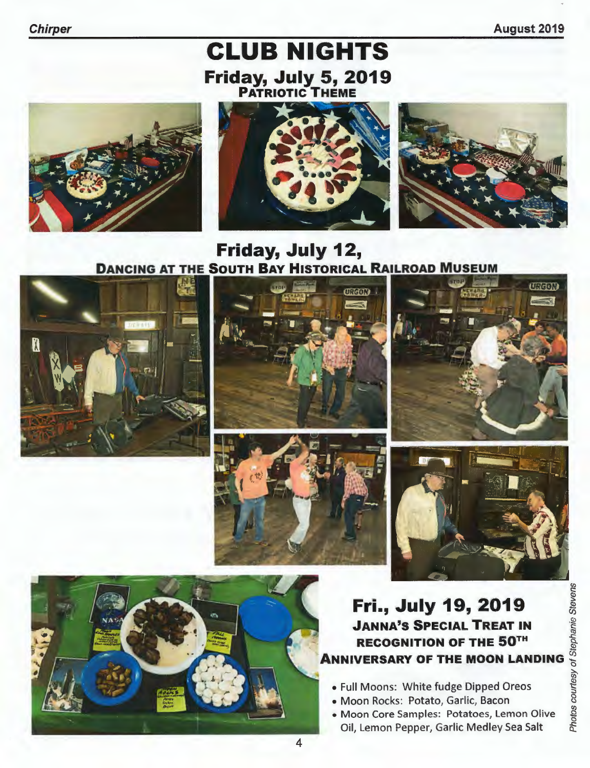# CLUB NIGHTS

## Friday, July 5, 2019

### PATRIOTIC THEME

## Friday, July 12,

### DANCING AT THE SOUTH BAY HISTORICAL RAILROAD MUSEUM

## Fri., July 19, 2019

### JANNA'S SPECIAL TREAT IN RECOGNITION OF THE 50TH ANNIVERSARY OF THE MOON LANDING

- Full Moons: White fudge Dipped Oreos
- Moon Rocks: Potato, Garlic, Bacon
- Moon Core Samples: Potatoes, Lemon Olive Oil, Lemon Pepper, Garlic Medley Sea Salt

*Photos courtesy of Stephanie Stevens*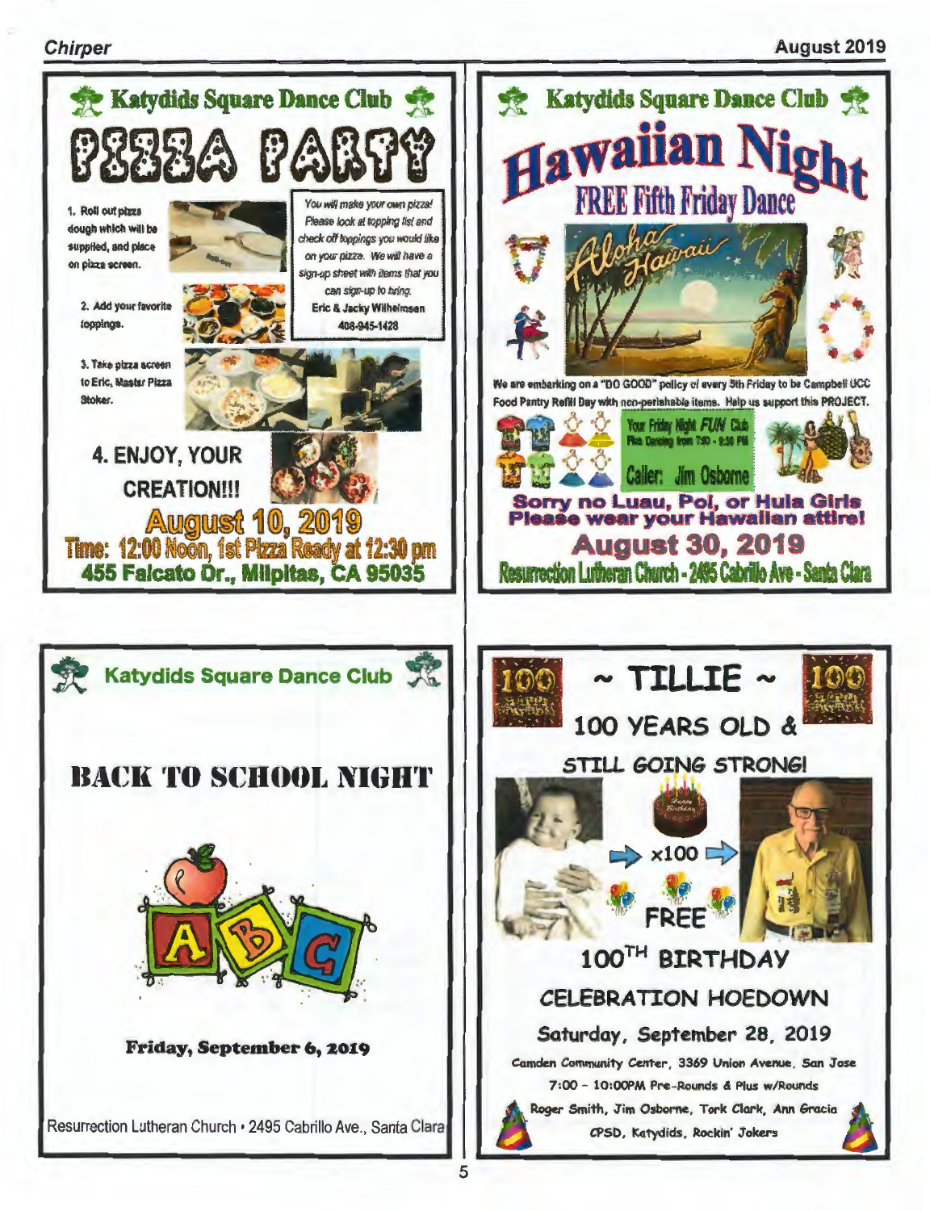## Katydids Square Dance Club

# PIZZA PARTY

1. Roll out pizza dough which will be supplied, and place on pizza screen.

2. Add your favorite toppings.

3. Take pizza screen to Eric, Master Pizza Stoker.

4. ENJOY, YOUR CREATION!!!

*You will make your own pizza! Please look at topping list and check off toppings you would like on your pizza. We will have a sign-up sheet with items that you can sign-up to bring.*
**Eric & Jacky Wilhelmsen**
**408-945-1428**

**August 10, 2019**
**Time: 12:00 Noon, 1st Pizza Ready at 12:30 pm**
**455 Falcato Dr., Milpitas, CA 95035**

---

## Katydids Square Dance Club

# Hawaiian Night

## FREE Fifth Friday Dance

Aloha Hawaii

We are embarking on a "DO GOOD" policy of every 5th Friday to be Campbell UCC Food Pantry Refill Day with non-perishable items. Help us support this PROJECT.

Your Friday Night FUN Club
Plus Dancing from 7:30 - 9:30 PM

Caller: Jim Osborne

**Sorry no Luau, Poi, or Hula Girls**
**Please wear your Hawaiian attire!**

**August 30, 2019**
**Resurrection Lutheran Church - 2495 Cabrillo Ave - Santa Clara**

---

## Katydids Square Dance Club

# BACK TO SCHOOL NIGHT

**Friday, September 6, 2019**

Resurrection Lutheran Church • 2495 Cabrillo Ave., Santa Clara

---

# ~ TILLIE ~

## 100 YEARS OLD & STILL GOING STRONG!

x100

FREE

## 100TH BIRTHDAY CELEBRATION HOEDOWN

**Saturday, September 28, 2019**

Camden Community Center, 3369 Union Avenue, San Jose

7:00 - 10:00PM Pre-Rounds & Plus w/Rounds

Roger Smith, Jim Osborne, Tork Clark, Ann Gracia

CPSD, Katydids, Rockin' Jokers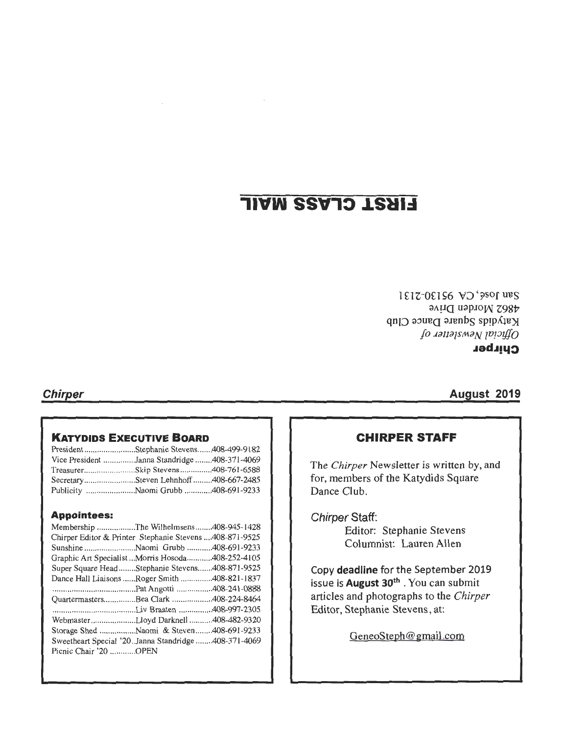**FIRST CLASS MAIL**

**Chirper**
*Official Newsletter of*
Katydids Square Dance Club
4862 Mordon Drive
San José, CA 95130-2131

***Chirper*** **August 2019**

### KATYDIDS EXECUTIVE BOARD

| | | |
|---|---|---|
| President | Stephanie Stevens | 408-499-9182 |
| Vice President | Janna Standridge | 408-371-4069 |
| Treasurer | Skip Stevens | 408-761-6588 |
| Secretary | Steven Lehnhoff | 408-667-2485 |
| Publicity | Naomi Grubb | 408-691-9233 |

### Appointees:

| | | |
|---|---|---|
| Membership | The Wilhelmsens | 408-945-1428 |
| Chirper Editor & Printer | Stephanie Stevens | 408-871-9525 |
| Sunshine | Naomi Grubb | 408-691-9233 |
| Graphic Art Specialist | Morris Hosoda | 408-252-4105 |
| Super Square Head | Stephanie Stevens | 408-871-9525 |
| Dance Hall Liaisons | Roger Smith | 408-821-1837 |
| | Pat Angotti | 408-241-0888 |
| Quartermasters | Bea Clark | 408-224-8464 |
| | Liv Braaten | 408-997-2305 |
| Webmaster | Lloyd Darknell | 408-482-9320 |
| Storage Shed | Naomi & Steven | 408-691-9233 |
| Sweetheart Special '20 | Janna Standridge | 408-371-4069 |
| Picnic Chair '20 | OPEN | |

### CHIRPER STAFF

The *Chirper* Newsletter is written by, and for, members of the Katydids Square Dance Club.

*Chirper* Staff:

Editor: Stephanie Stevens
Columnist: Lauren Allen

Copy **deadline** for the September 2019 issue is **August 30th** . You can submit articles and photographs to the *Chirper* Editor, Stephanie Stevens, at:

GeneoSteph@gmail.com